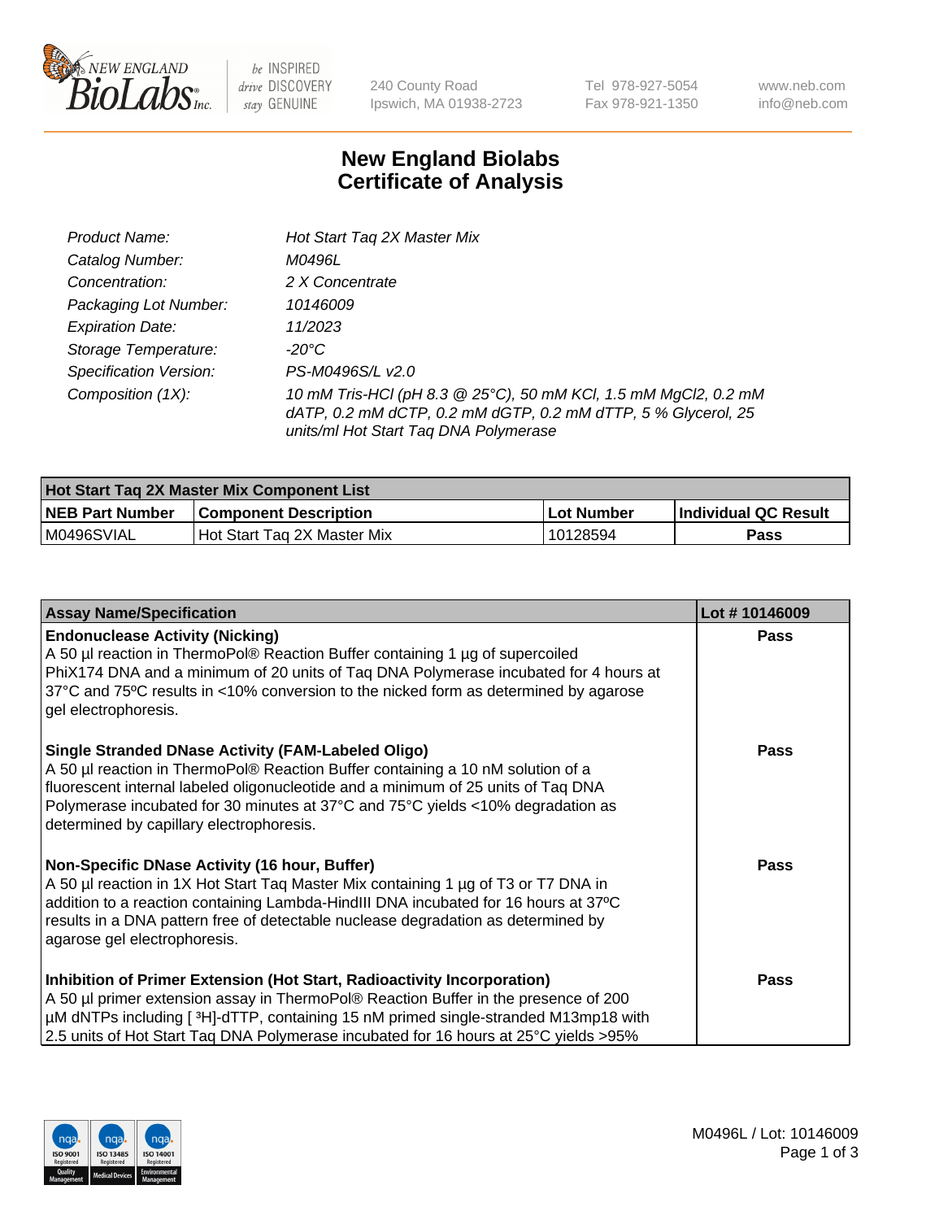New England BioLabs Inc. — be INSPIRED drive DISCOVERY stay GENUINE

240 County Road
Ipswich, MA 01938-2723

Tel 978-927-5054
Fax 978-921-1350

www.neb.com
info@neb.com

# New England Biolabs
# Certificate of Analysis

| | |
|---|---|
| *Product Name:* | *Hot Start Taq 2X Master Mix* |
| *Catalog Number:* | *M0496L* |
| *Concentration:* | *2 X Concentrate* |
| *Packaging Lot Number:* | *10146009* |
| *Expiration Date:* | *11/2023* |
| *Storage Temperature:* | *-20°C* |
| *Specification Version:* | *PS-M0496S/L v2.0* |
| *Composition (1X):* | *10 mM Tris-HCl (pH 8.3 @ 25°C), 50 mM KCl, 1.5 mM MgCl2, 0.2 mM dATP, 0.2 mM dCTP, 0.2 mM dGTP, 0.2 mM dTTP, 5 % Glycerol, 25 units/ml Hot Start Taq DNA Polymerase* |

| Hot Start Taq 2X Master Mix Component List | | | |
|---|---|---|---|
| **NEB Part Number** | **Component Description** | **Lot Number** | **Individual QC Result** |
| M0496SVIAL | Hot Start Taq 2X Master Mix | 10128594 | **Pass** |

| Assay Name/Specification | Lot # 10146009 |
|---|---|
| **Endonuclease Activity (Nicking)**<br>A 50 µl reaction in ThermoPol® Reaction Buffer containing 1 µg of supercoiled PhiX174 DNA and a minimum of 20 units of Taq DNA Polymerase incubated for 4 hours at 37ºC and 75ºC results in <10% conversion to the nicked form as determined by agarose gel electrophoresis. | **Pass** |
| **Single Stranded DNase Activity (FAM-Labeled Oligo)**<br>A 50 µl reaction in ThermoPol® Reaction Buffer containing a 10 nM solution of a fluorescent internal labeled oligonucleotide and a minimum of 25 units of Taq DNA Polymerase incubated for 30 minutes at 37°C and 75°C yields <10% degradation as determined by capillary electrophoresis. | **Pass** |
| **Non-Specific DNase Activity (16 hour, Buffer)**<br>A 50 µl reaction in 1X Hot Start Taq Master Mix containing 1 µg of T3 or T7 DNA in addition to a reaction containing Lambda-HindIII DNA incubated for 16 hours at 37ºC results in a DNA pattern free of detectable nuclease degradation as determined by agarose gel electrophoresis. | **Pass** |
| **Inhibition of Primer Extension (Hot Start, Radioactivity Incorporation)**<br>A 50 µl primer extension assay in ThermoPol® Reaction Buffer in the presence of 200 µM dNTPs including [ $^3$H]-dTTP, containing 15 nM primed single-stranded M13mp18 with 2.5 units of Hot Start Taq DNA Polymerase incubated for 16 hours at 25°C yields >95% | **Pass** |

M0496L / Lot: 10146009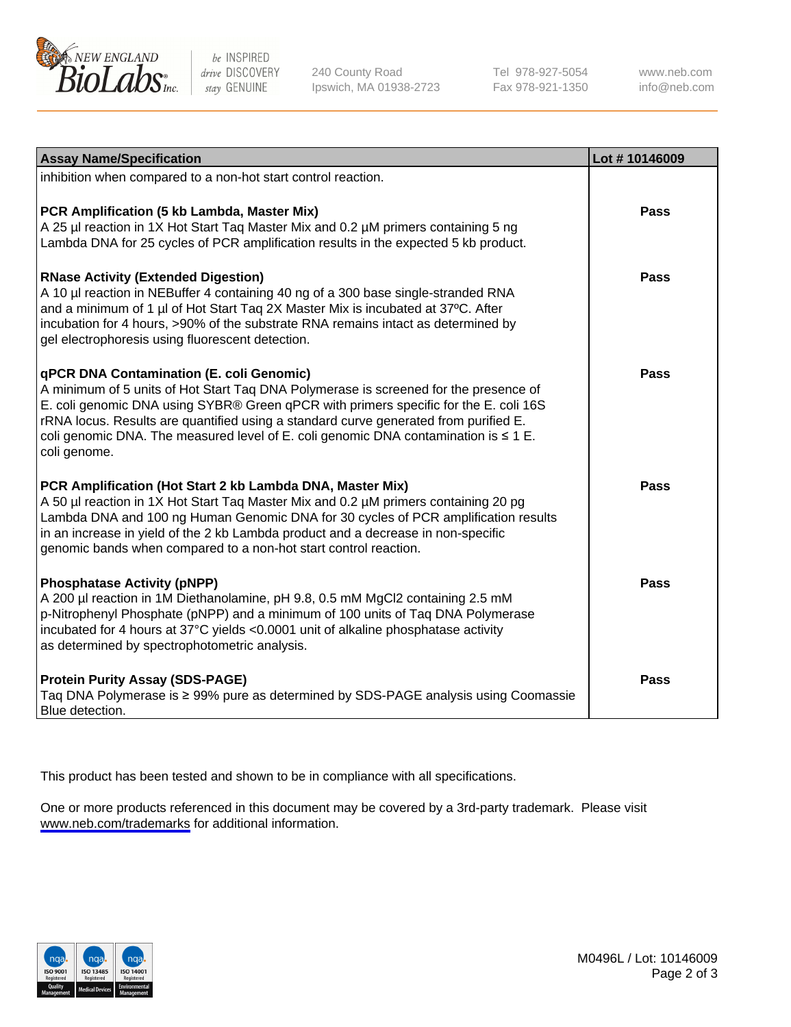| Assay Name/Specification | Lot # 10146009 |
| --- | --- |
| inhibition when compared to a non-hot start control reaction. | |
| **PCR Amplification (5 kb Lambda, Master Mix)**<br>A 25 µl reaction in 1X Hot Start Taq Master Mix and 0.2 µM primers containing 5 ng Lambda DNA for 25 cycles of PCR amplification results in the expected 5 kb product. | **Pass** |
| **RNase Activity (Extended Digestion)**<br>A 10 µl reaction in NEBuffer 4 containing 40 ng of a 300 base single-stranded RNA and a minimum of 1 µl of Hot Start Taq 2X Master Mix is incubated at 37ºC. After incubation for 4 hours, >90% of the substrate RNA remains intact as determined by gel electrophoresis using fluorescent detection. | **Pass** |
| **qPCR DNA Contamination (E. coli Genomic)**<br>A minimum of 5 units of Hot Start Taq DNA Polymerase is screened for the presence of E. coli genomic DNA using SYBR® Green qPCR with primers specific for the E. coli 16S rRNA locus. Results are quantified using a standard curve generated from purified E. coli genomic DNA. The measured level of E. coli genomic DNA contamination is ≤ 1 E. coli genome. | **Pass** |
| **PCR Amplification (Hot Start 2 kb Lambda DNA, Master Mix)**<br>A 50 µl reaction in 1X Hot Start Taq Master Mix and 0.2 µM primers containing 20 pg Lambda DNA and 100 ng Human Genomic DNA for 30 cycles of PCR amplification results in an increase in yield of the 2 kb Lambda product and a decrease in non-specific genomic bands when compared to a non-hot start control reaction. | **Pass** |
| **Phosphatase Activity (pNPP)**<br>A 200 µl reaction in 1M Diethanolamine, pH 9.8, 0.5 mM $MgCl_2$ containing 2.5 mM p-Nitrophenyl Phosphate (pNPP) and a minimum of 100 units of Taq DNA Polymerase incubated for 4 hours at 37°C yields <0.0001 unit of alkaline phosphatase activity as determined by spectrophotometric analysis. | **Pass** |
| **Protein Purity Assay (SDS-PAGE)**<br>Taq DNA Polymerase is ≥ 99% pure as determined by SDS-PAGE analysis using Coomassie Blue detection. | **Pass** |

This product has been tested and shown to be in compliance with all specifications.

One or more products referenced in this document may be covered by a 3rd-party trademark. Please visit www.neb.com/trademarks for additional information.

M0496L / Lot: 10146009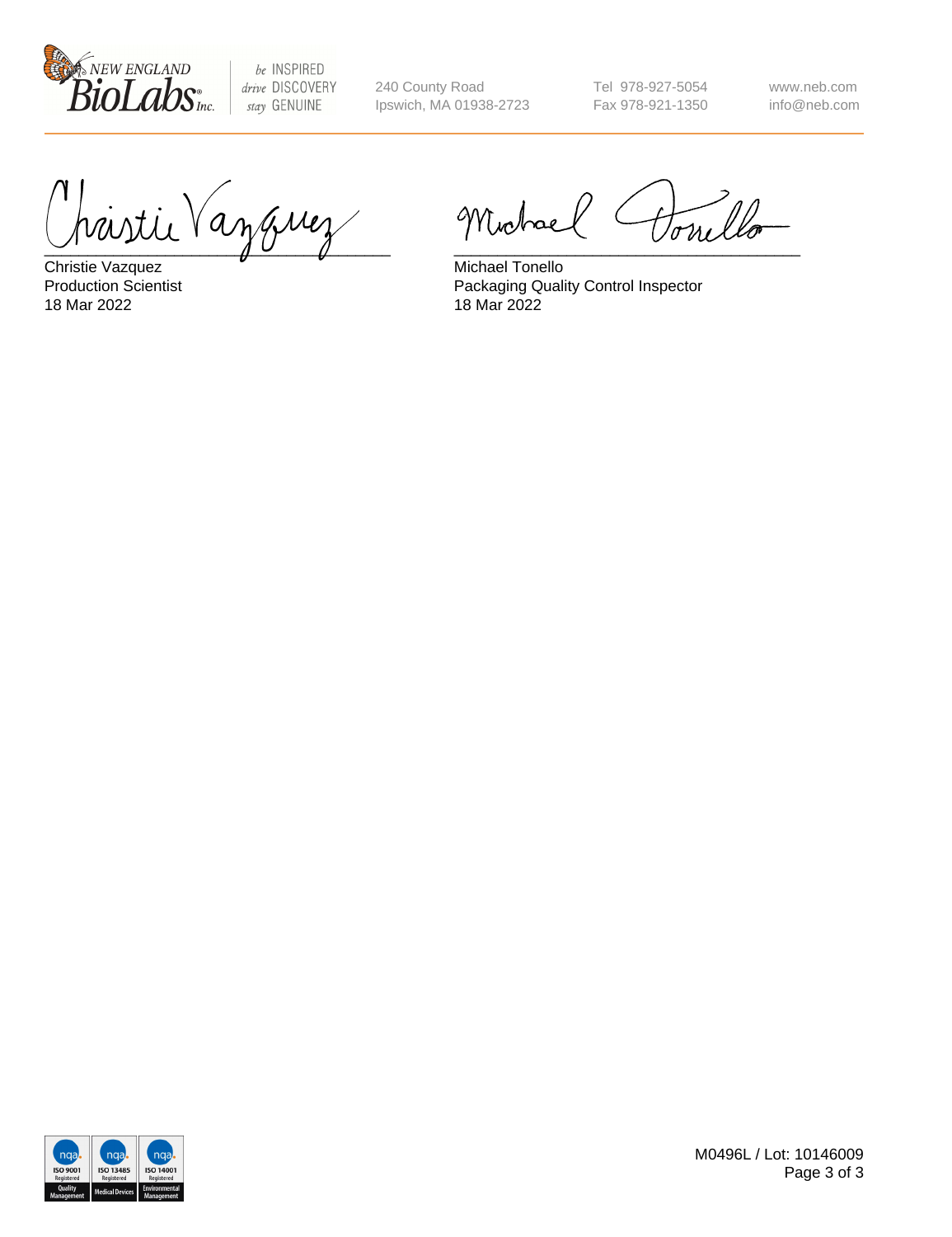Christie Vazquez
Production Scientist
18 Mar 2022

Michael Tonello
Packaging Quality Control Inspector
18 Mar 2022

M0496L / Lot: 10146009